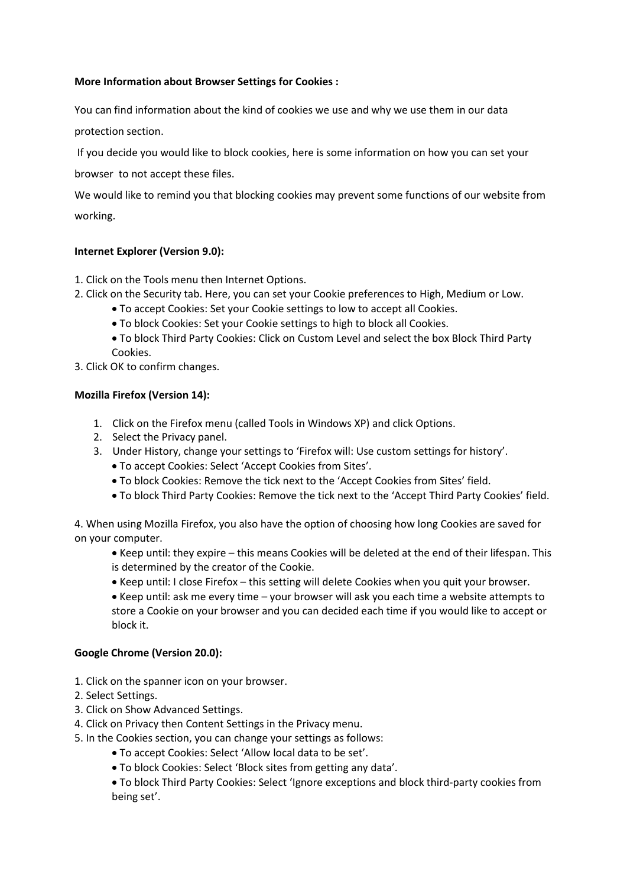**More Information about Browser Settings for Cookies :**

You can find information about the kind of cookies we use and why we use them in our data protection section.

If you decide you would like to block cookies, here is some information on how you can set your browser to not accept these files.

We would like to remind you that blocking cookies may prevent some functions of our website from working.

**Internet Explorer (Version 9.0):**

1. Click on the Tools menu then Internet Options.
2. Click on the Security tab. Here, you can set your Cookie preferences to High, Medium or Low.
   - To accept Cookies: Set your Cookie settings to low to accept all Cookies.
   - To block Cookies: Set your Cookie settings to high to block all Cookies.
   - To block Third Party Cookies: Click on Custom Level and select the box Block Third Party Cookies.
3. Click OK to confirm changes.

**Mozilla Firefox (Version 14):**

1. Click on the Firefox menu (called Tools in Windows XP) and click Options.
2. Select the Privacy panel.
3. Under History, change your settings to 'Firefox will: Use custom settings for history'.
   - To accept Cookies: Select 'Accept Cookies from Sites'.
   - To block Cookies: Remove the tick next to the 'Accept Cookies from Sites' field.
   - To block Third Party Cookies: Remove the tick next to the 'Accept Third Party Cookies' field.

4. When using Mozilla Firefox, you also have the option of choosing how long Cookies are saved for on your computer.
   - Keep until: they expire – this means Cookies will be deleted at the end of their lifespan. This is determined by the creator of the Cookie.
   - Keep until: I close Firefox – this setting will delete Cookies when you quit your browser.
   - Keep until: ask me every time – your browser will ask you each time a website attempts to store a Cookie on your browser and you can decided each time if you would like to accept or block it.

**Google Chrome (Version 20.0):**

1. Click on the spanner icon on your browser.
2. Select Settings.
3. Click on Show Advanced Settings.
4. Click on Privacy then Content Settings in the Privacy menu.
5. In the Cookies section, you can change your settings as follows:
   - To accept Cookies: Select 'Allow local data to be set'.
   - To block Cookies: Select 'Block sites from getting any data'.
   - To block Third Party Cookies: Select 'Ignore exceptions and block third-party cookies from being set'.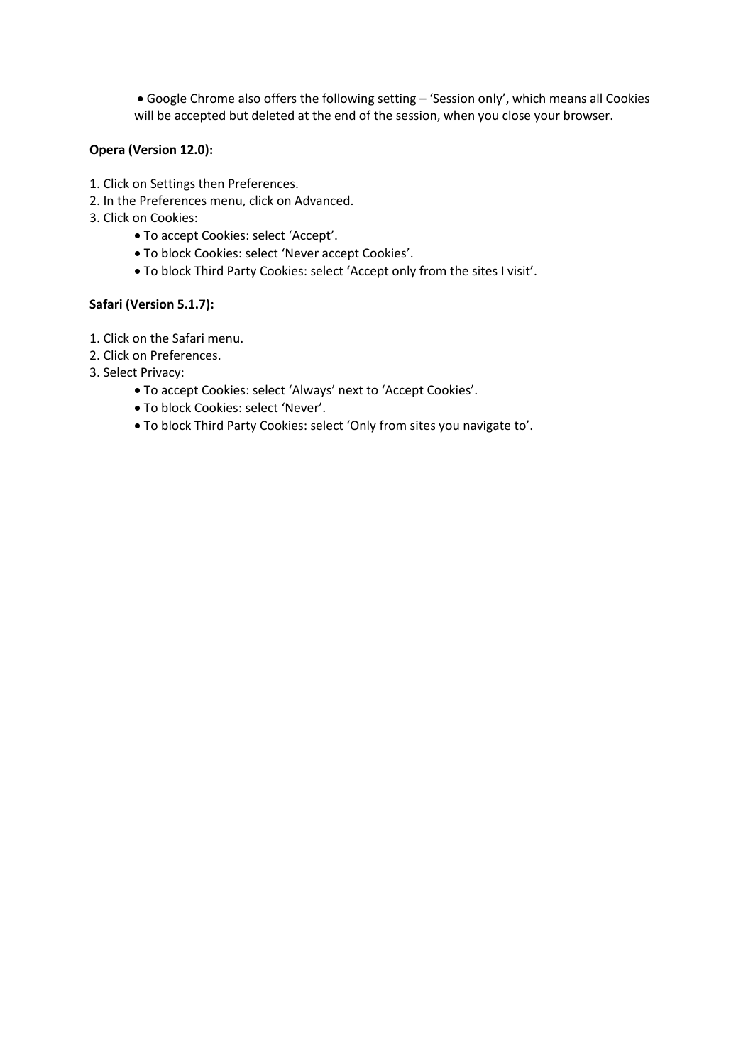- Google Chrome also offers the following setting – 'Session only', which means all Cookies will be accepted but deleted at the end of the session, when you close your browser.

**Opera (Version 12.0):**

1. Click on Settings then Preferences.
2. In the Preferences menu, click on Advanced.
3. Click on Cookies:
    - To accept Cookies: select 'Accept'.
    - To block Cookies: select 'Never accept Cookies'.
    - To block Third Party Cookies: select 'Accept only from the sites I visit'.

**Safari (Version 5.1.7):**

1. Click on the Safari menu.
2. Click on Preferences.
3. Select Privacy:
    - To accept Cookies: select 'Always' next to 'Accept Cookies'.
    - To block Cookies: select 'Never'.
    - To block Third Party Cookies: select 'Only from sites you navigate to'.